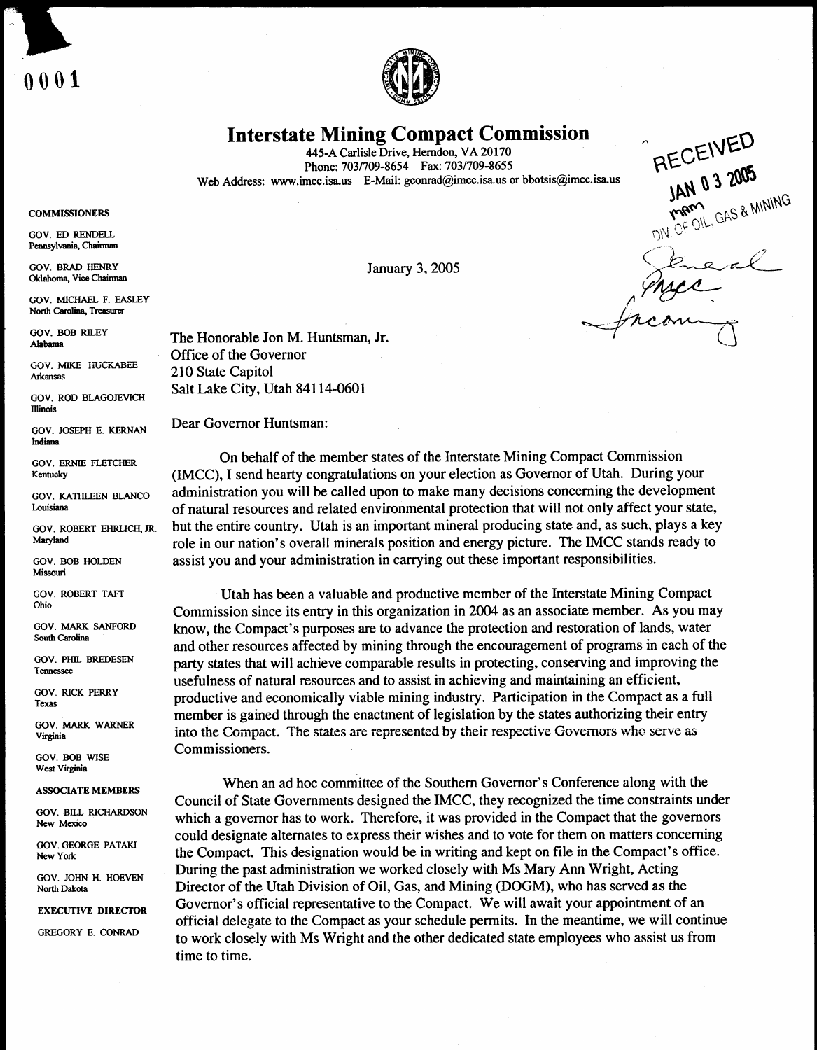0001

# Interstate Mining Compact Commission

445-A Carlisle Drive, Herndon, VA 20170
Phone: 703/709-8654 Fax: 703/709-8655
Web Address: www.imcc.isa.us E-Mail: gconrad@imcc.isa.us or bbotsis@imcc.isa.us

RECEIVED
JAN 03 2005
DIV. OF OIL, GAS & MINING

General
IMCC
Incoming

**COMMISSIONERS**

GOV. ED RENDELL
Pennsylvania, Chairman

GOV. BRAD HENRY
Oklahoma, Vice Chairman

GOV. MICHAEL F. EASLEY
North Carolina, Treasurer

GOV. BOB RILEY
Alabama

GOV. MIKE HUCKABEE
Arkansas

GOV. ROD BLAGOJEVICH
Illinois

GOV. JOSEPH E. KERNAN
Indiana

GOV. ERNIE FLETCHER
Kentucky

GOV. KATHLEEN BLANCO
Louisiana

GOV. ROBERT EHRLICH, JR.
Maryland

GOV. BOB HOLDEN
Missouri

GOV. ROBERT TAFT
Ohio

GOV. MARK SANFORD
South Carolina

GOV. PHIL BREDESEN
Tennessee

GOV. RICK PERRY
Texas

GOV. MARK WARNER
Virginia

GOV. BOB WISE
West Virginia

**ASSOCIATE MEMBERS**

GOV. BILL RICHARDSON
New Mexico

GOV. GEORGE PATAKI
New York

GOV. JOHN H. HOEVEN
North Dakota

**EXECUTIVE DIRECTOR**

GREGORY E. CONRAD

January 3, 2005

The Honorable Jon M. Huntsman, Jr.
Office of the Governor
210 State Capitol
Salt Lake City, Utah 84114-0601

Dear Governor Huntsman:

On behalf of the member states of the Interstate Mining Compact Commission (IMCC), I send hearty congratulations on your election as Governor of Utah. During your administration you will be called upon to make many decisions concerning the development of natural resources and related environmental protection that will not only affect your state, but the entire country. Utah is an important mineral producing state and, as such, plays a key role in our nation's overall minerals position and energy picture. The IMCC stands ready to assist you and your administration in carrying out these important responsibilities.

Utah has been a valuable and productive member of the Interstate Mining Compact Commission since its entry in this organization in 2004 as an associate member. As you may know, the Compact's purposes are to advance the protection and restoration of lands, water and other resources affected by mining through the encouragement of programs in each of the party states that will achieve comparable results in protecting, conserving and improving the usefulness of natural resources and to assist in achieving and maintaining an efficient, productive and economically viable mining industry. Participation in the Compact as a full member is gained through the enactment of legislation by the states authorizing their entry into the Compact. The states are represented by their respective Governors who serve as Commissioners.

When an ad hoc committee of the Southern Governor's Conference along with the Council of State Governments designed the IMCC, they recognized the time constraints under which a governor has to work. Therefore, it was provided in the Compact that the governors could designate alternates to express their wishes and to vote for them on matters concerning the Compact. This designation would be in writing and kept on file in the Compact's office. During the past administration we worked closely with Ms Mary Ann Wright, Acting Director of the Utah Division of Oil, Gas, and Mining (DOGM), who has served as the Governor's official representative to the Compact. We will await your appointment of an official delegate to the Compact as your schedule permits. In the meantime, we will continue to work closely with Ms Wright and the other dedicated state employees who assist us from time to time.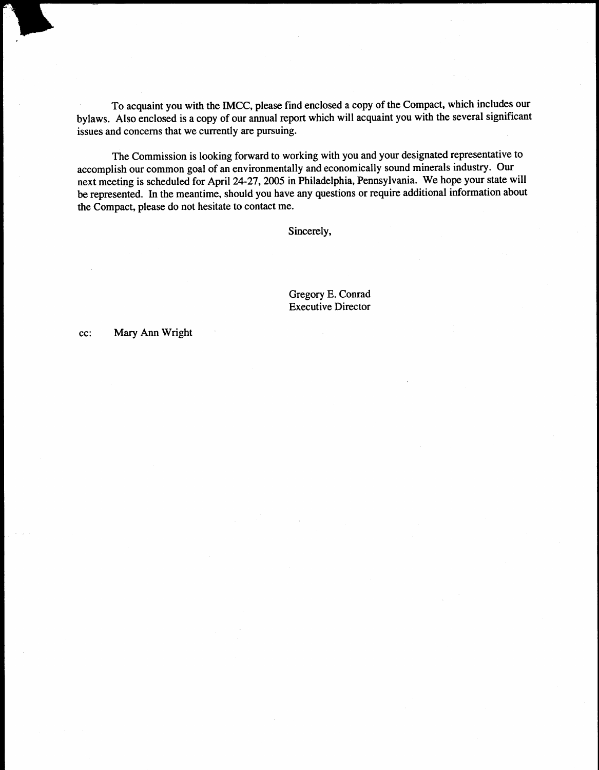To acquaint you with the IMCC, please find enclosed a copy of the Compact, which includes our bylaws. Also enclosed is a copy of our annual report which will acquaint you with the several significant issues and concerns that we currently are pursuing.

The Commission is looking forward to working with you and your designated representative to accomplish our common goal of an environmentally and economically sound minerals industry. Our next meeting is scheduled for April 24-27, 2005 in Philadelphia, Pennsylvania. We hope your state will be represented. In the meantime, should you have any questions or require additional information about the Compact, please do not hesitate to contact me.

Sincerely,

Gregory E. Conrad
Executive Director

cc: Mary Ann Wright